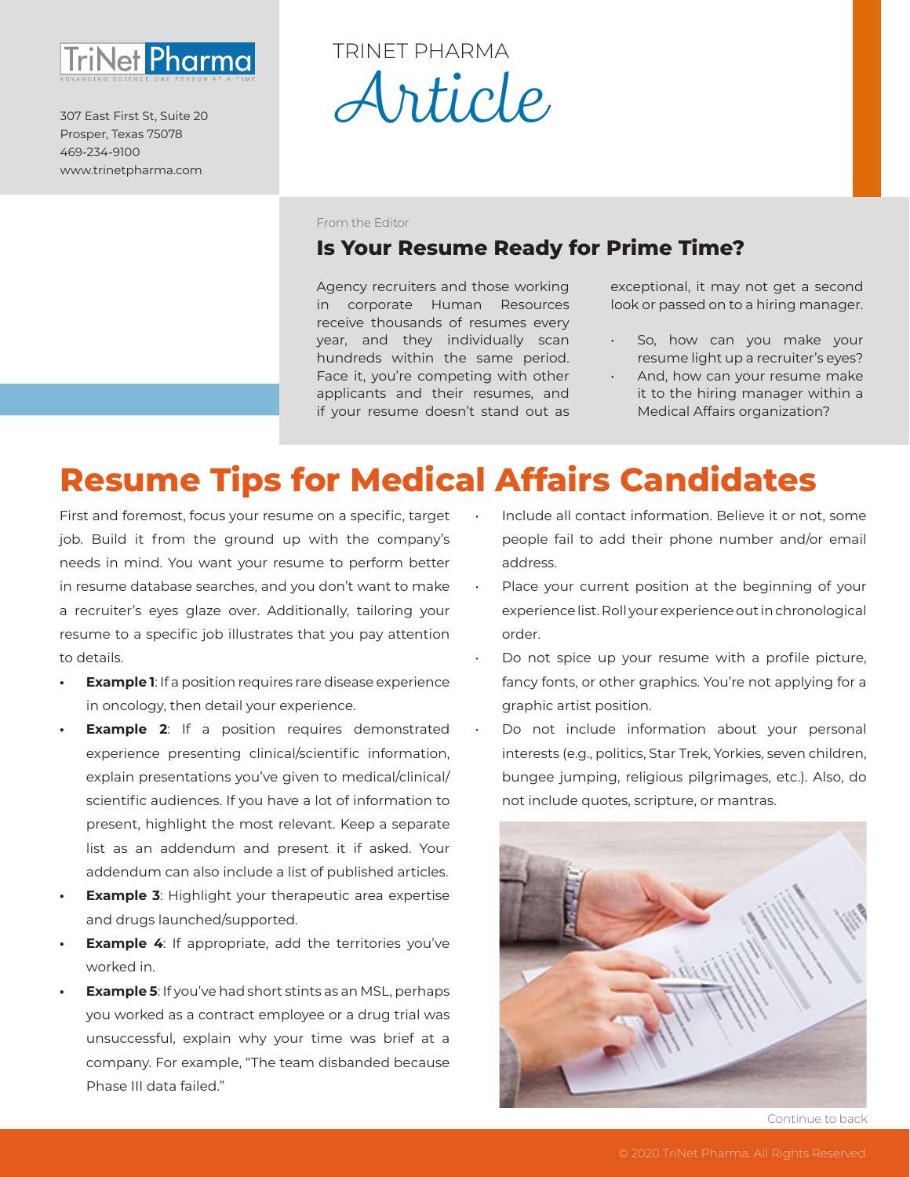TriNet Pharma
ADVANCING SCIENCE ONE PERSON AT A TIME

307 East First St, Suite 20
Prosper, Texas 75078
469-234-9100
www.trinetpharma.com

TRINET PHARMA

# Article

From the Editor

## Is Your Resume Ready for Prime Time?

Agency recruiters and those working in corporate Human Resources receive thousands of resumes every year, and they individually scan hundreds within the same period. Face it, you're competing with other applicants and their resumes, and if your resume doesn't stand out as exceptional, it may not get a second look or passed on to a hiring manager.

- So, how can you make your resume light up a recruiter's eyes?
- And, how can your resume make it to the hiring manager within a Medical Affairs organization?

# Resume Tips for Medical Affairs Candidates

First and foremost, focus your resume on a specific, target job. Build it from the ground up with the company's needs in mind. You want your resume to perform better in resume database searches, and you don't want to make a recruiter's eyes glaze over. Additionally, tailoring your resume to a specific job illustrates that you pay attention to details.

- **Example 1**: If a position requires rare disease experience in oncology, then detail your experience.
- **Example 2**: If a position requires demonstrated experience presenting clinical/scientific information, explain presentations you've given to medical/clinical/scientific audiences. If you have a lot of information to present, highlight the most relevant. Keep a separate list as an addendum and present it if asked. Your addendum can also include a list of published articles.
- **Example 3**: Highlight your therapeutic area expertise and drugs launched/supported.
- **Example 4**: If appropriate, add the territories you've worked in.
- **Example 5**: If you've had short stints as an MSL, perhaps you worked as a contract employee or a drug trial was unsuccessful, explain why your time was brief at a company. For example, "The team disbanded because Phase III data failed."

- Include all contact information. Believe it or not, some people fail to add their phone number and/or email address.
- Place your current position at the beginning of your experience list. Roll your experience out in chronological order.
- Do not spice up your resume with a profile picture, fancy fonts, or other graphics. You're not applying for a graphic artist position.
- Do not include information about your personal interests (e.g., politics, Star Trek, Yorkies, seven children, bungee jumping, religious pilgrimages, etc.). Also, do not include quotes, scripture, or mantras.

Continue to back

© 2020 TriNet Pharma. All Rights Reserved.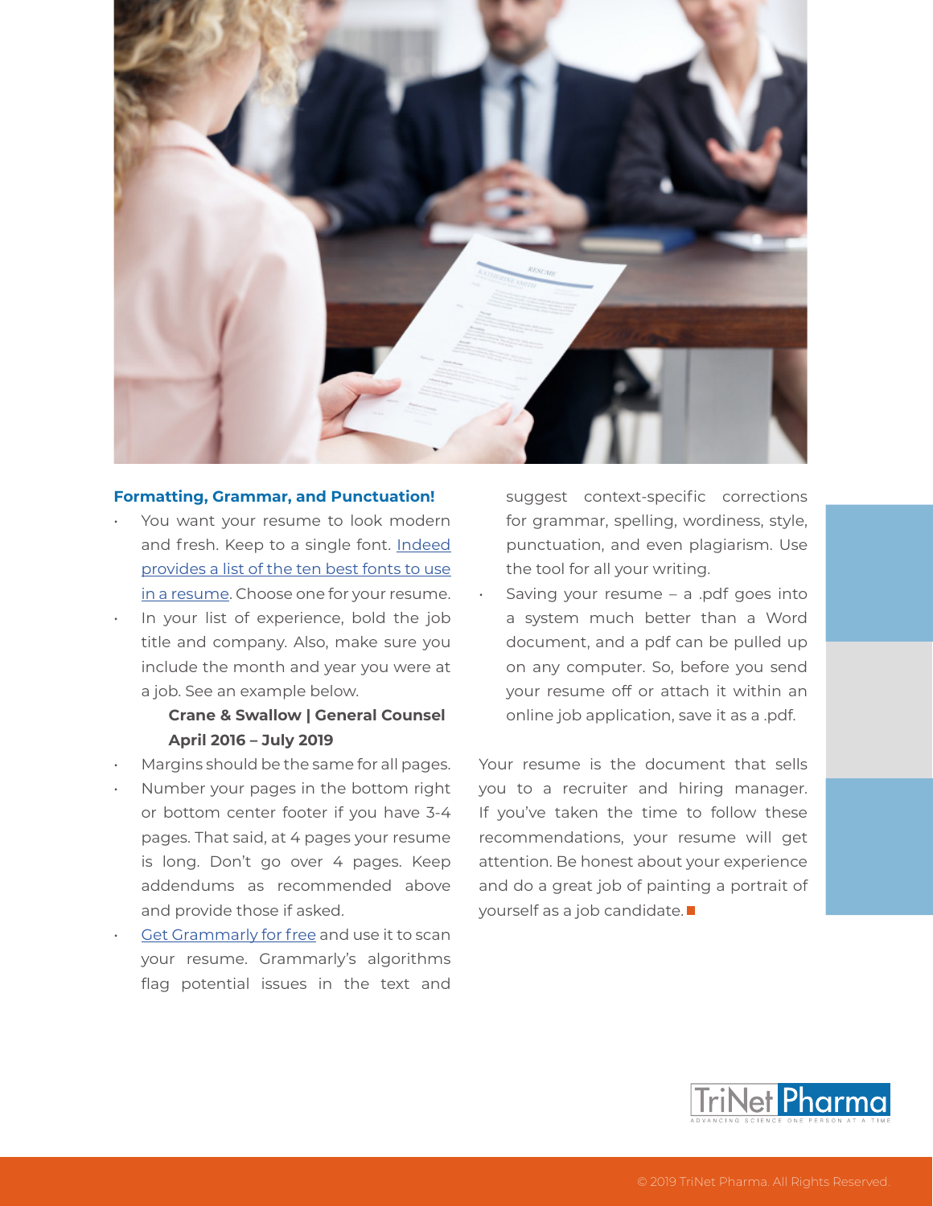**Formatting, Grammar, and Punctuation!**

- You want your resume to look modern and fresh. Keep to a single font. Indeed provides a list of the ten best fonts to use in a resume. Choose one for your resume.
- In your list of experience, bold the job title and company. Also, make sure you include the month and year you were at a job. See an example below.

  **Crane & Swallow | General Counsel**
  **April 2016 – July 2019**
- Margins should be the same for all pages.
- Number your pages in the bottom right or bottom center footer if you have 3-4 pages. That said, at 4 pages your resume is long. Don't go over 4 pages. Keep addendums as recommended above and provide those if asked.
- Get Grammarly for free and use it to scan your resume. Grammarly's algorithms flag potential issues in the text and suggest context-specific corrections for grammar, spelling, wordiness, style, punctuation, and even plagiarism. Use the tool for all your writing.
- Saving your resume – a .pdf goes into a system much better than a Word document, and a pdf can be pulled up on any computer. So, before you send your resume off or attach it within an online job application, save it as a .pdf.

Your resume is the document that sells you to a recruiter and hiring manager. If you've taken the time to follow these recommendations, your resume will get attention. Be honest about your experience and do a great job of painting a portrait of yourself as a job candidate.

TriNet Pharma
ADVANCING SCIENCE ONE PERSON AT A TIME

© 2019 TriNet Pharma. All Rights Reserved.